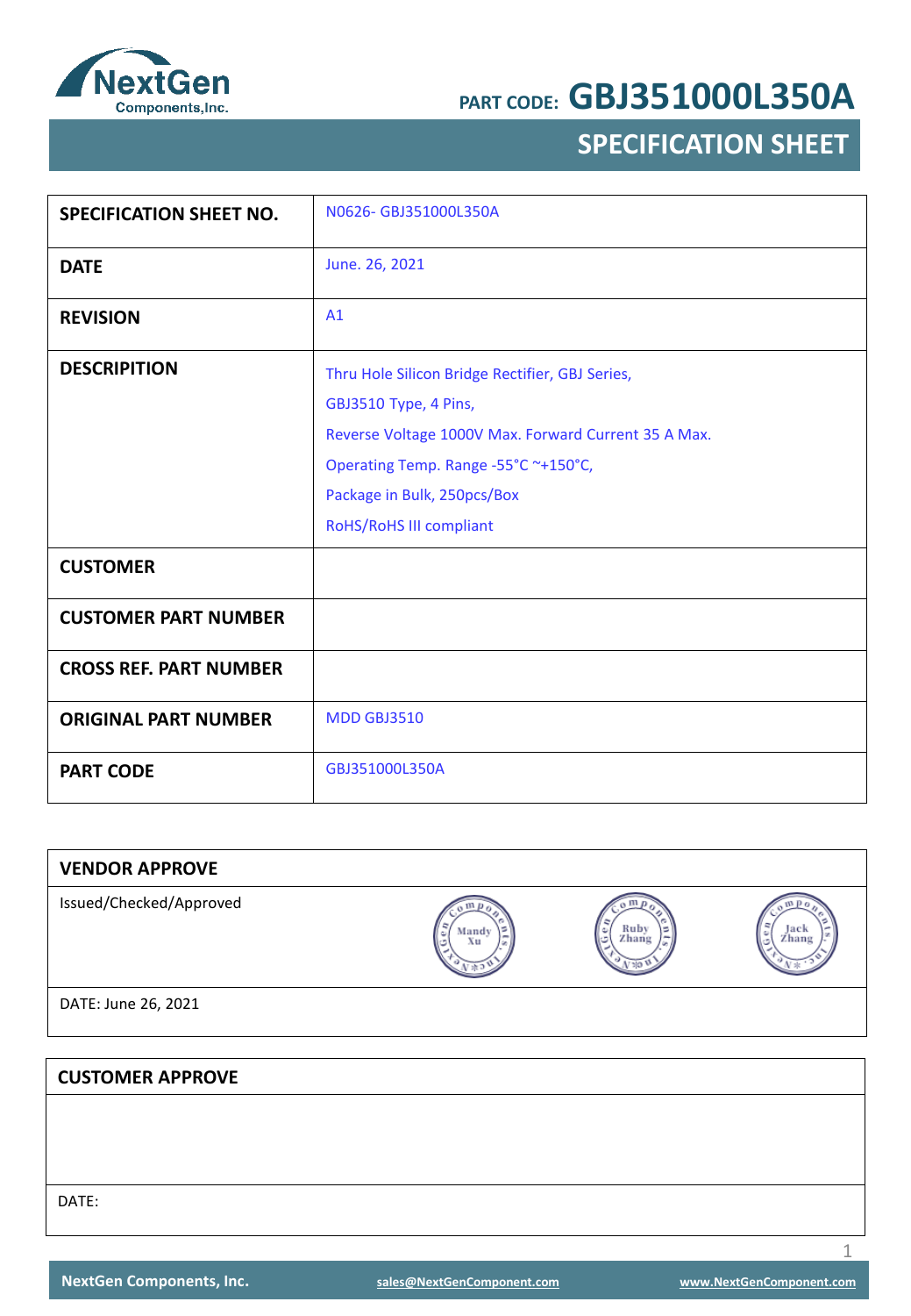NextGen Components,Inc.

PART CODE: **GBJ351000L350A**

# SPECIFICATION SHEET

| | |
|---|---|
| **SPECIFICATION SHEET NO.** | N0626- GBJ351000L350A |
| **DATE** | June. 26, 2021 |
| **REVISION** | A1 |
| **DESCRIPITION** | Thru Hole Silicon Bridge Rectifier, GBJ Series,<br>GBJ3510 Type, 4 Pins,<br>Reverse Voltage 1000V Max. Forward Current 35 A Max.<br>Operating Temp. Range -55°C ~+150°C,<br>Package in Bulk, 250pcs/Box<br>RoHS/RoHS III compliant |
| **CUSTOMER** | |
| **CUSTOMER PART NUMBER** | |
| **CROSS REF. PART NUMBER** | |
| **ORIGINAL PART NUMBER** | MDD GBJ3510 |
| **PART CODE** | GBJ351000L350A |

| **VENDOR APPROVE** | | | |
|---|---|---|---|
| Issued/Checked/Approved | Mandy Xu | Ruby Zhang | Jack Zhang |
| DATE: June 26, 2021 | | | |

| **CUSTOMER APPROVE** |
|---|
| |
| DATE: |

NextGen Components, Inc. sales@NextGenComponent.com www.NextGenComponent.com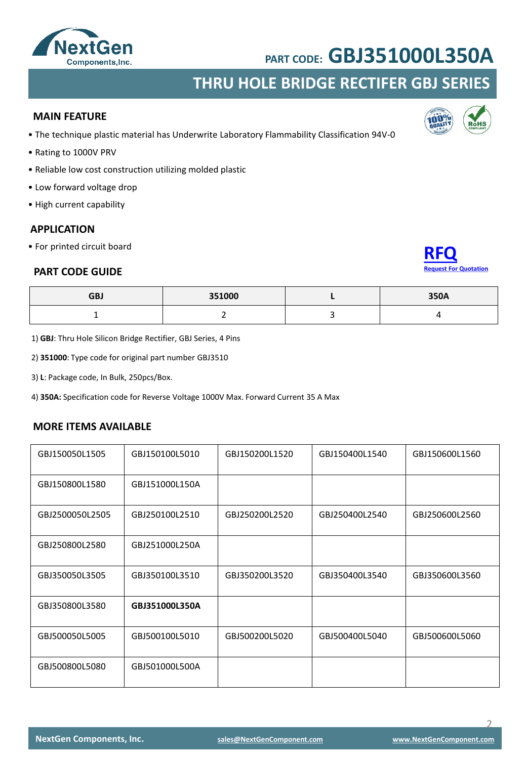PART CODE: **GBJ351000L350A**

# THRU HOLE BRIDGE RECTIFER GBJ SERIES

## MAIN FEATURE

- The technique plastic material has Underwrite Laboratory Flammability Classification 94V-0
- Rating to 1000V PRV
- Reliable low cost construction utilizing molded plastic
- Low forward voltage drop
- High current capability

## APPLICATION

- For printed circuit board

**RFQ**
Request For Quotation

## PART CODE GUIDE

| GBJ | 351000 | L | 350A |
|---|---|---|---|
| 1 | 2 | 3 | 4 |

1) **GBJ**: Thru Hole Silicon Bridge Rectifier, GBJ Series, 4 Pins

2) **351000**: Type code for original part number GBJ3510

3) **L**: Package code, In Bulk, 250pcs/Box.

4) **350A:** Specification code for Reverse Voltage 1000V Max. Forward Current 35 A Max

## MORE ITEMS AVAILABLE

| | | | | |
|---|---|---|---|---|
| GBJ150050L1505 | GBJ150100L5010 | GBJ150200L1520 | GBJ150400L1540 | GBJ150600L1560 |
| GBJ150800L1580 | GBJ151000L150A | | | |
| GBJ2500050L2505 | GBJ250100L2510 | GBJ250200L2520 | GBJ250400L2540 | GBJ250600L2560 |
| GBJ250800L2580 | GBJ251000L250A | | | |
| GBJ350050L3505 | GBJ350100L3510 | GBJ350200L3520 | GBJ350400L3540 | GBJ350600L3560 |
| GBJ350800L3580 | **GBJ351000L350A** | | | |
| GBJ500050L5005 | GBJ500100L5010 | GBJ500200L5020 | GBJ500400L5040 | GBJ500600L5060 |
| GBJ500800L5080 | GBJ501000L500A | | | |

NextGen Components, Inc. sales@NextGenComponent.com www.NextGenComponent.com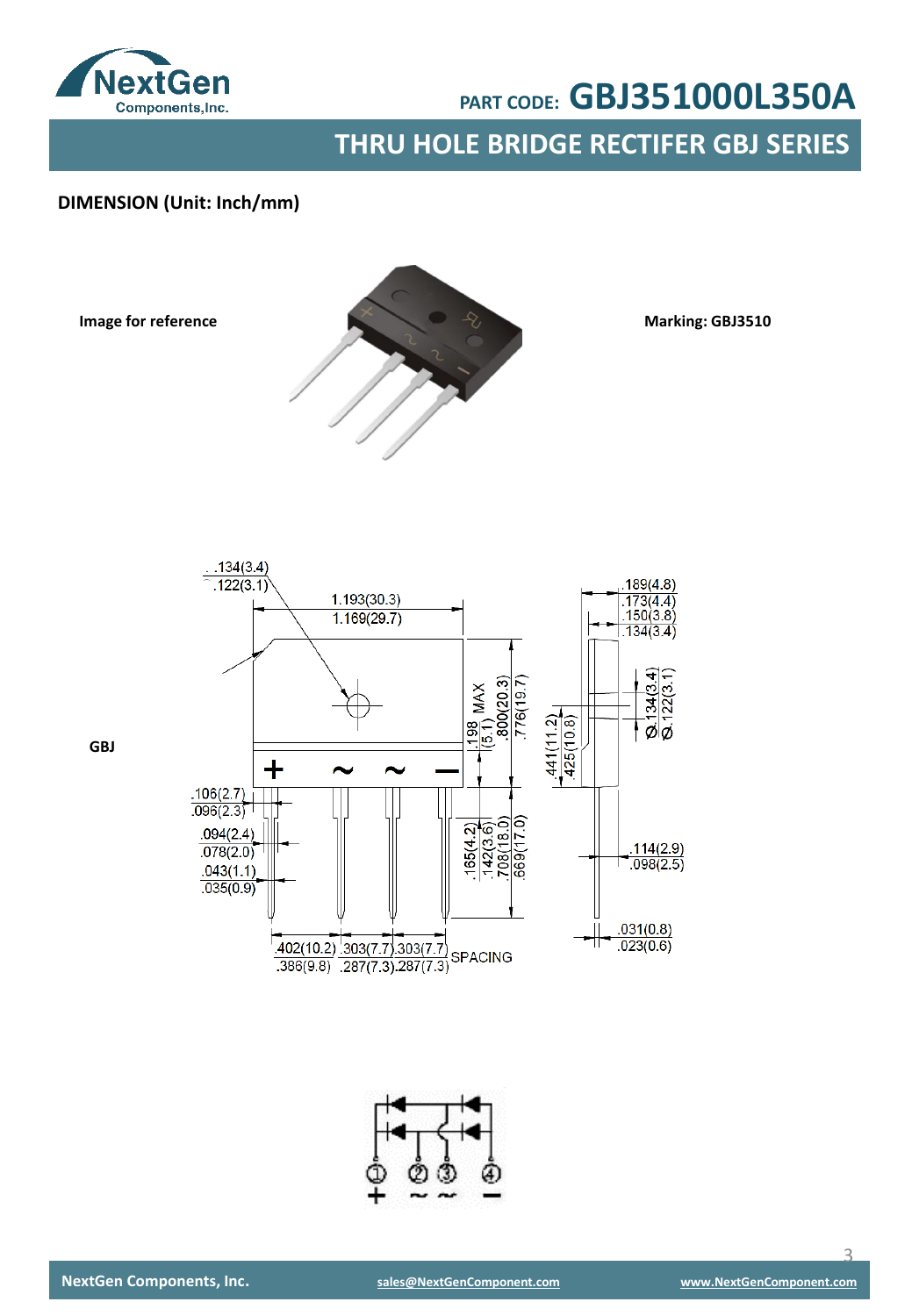## DIMENSION (Unit: Inch/mm)

Image for reference

Marking: GBJ3510

GBJ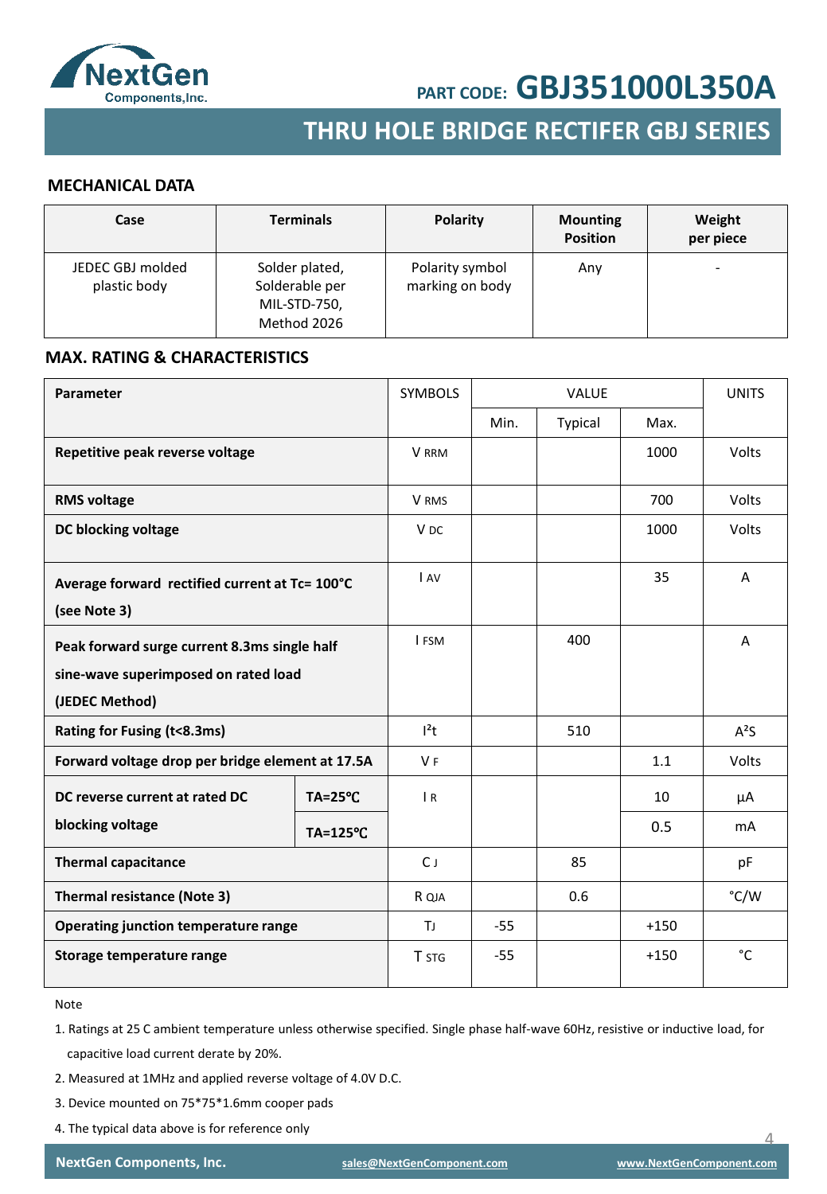PART CODE: **GBJ351000L350A**

# THRU HOLE BRIDGE RECTIFER GBJ SERIES

## MECHANICAL DATA

| Case | Terminals | Polarity | Mounting Position | Weight per piece |
|---|---|---|---|---|
| JEDEC GBJ molded plastic body | Solder plated, Solderable per MIL-STD-750, Method 2026 | Polarity symbol marking on body | Any | - |

## MAX. RATING & CHARACTERISTICS

| Parameter | | SYMBOLS | VALUE | | | UNITS |
|---|---|---|---|---|---|---|
| | | | Min. | Typical | Max. | |
| **Repetitive peak reverse voltage** | | $V_{RRM}$ | | | 1000 | Volts |
| **RMS voltage** | | $V_{RMS}$ | | | 700 | Volts |
| **DC blocking voltage** | | $V_{DC}$ | | | 1000 | Volts |
| **Average forward rectified current at Tc= 100°C (see Note 3)** | | $I_{AV}$ | | | 35 | A |
| **Peak forward surge current 8.3ms single half sine-wave superimposed on rated load (JEDEC Method)** | | $I_{FSM}$ | | 400 | | A |
| **Rating for Fusing (t<8.3ms)** | | $I^2t$ | | 510 | | $A^2S$ |
| **Forward voltage drop per bridge element at 17.5A** | | $V_F$ | | | 1.1 | Volts |
| **DC reverse current at rated DC blocking voltage** | **TA=25℃** | $I_R$ | | | 10 | μA |
| | **TA=125℃** | | | | 0.5 | mA |
| **Thermal capacitance** | | $C_J$ | | 85 | | pF |
| **Thermal resistance (Note 3)** | | $R_{QJA}$ | | 0.6 | | °C/W |
| **Operating junction temperature range** | | $T_J$ | -55 | | +150 | |
| **Storage temperature range** | | $T_{STG}$ | -55 | | +150 | °C |

Note

1. Ratings at 25 C ambient temperature unless otherwise specified. Single phase half-wave 60Hz, resistive or inductive load, for capacitive load current derate by 20%.
2. Measured at 1MHz and applied reverse voltage of 4.0V D.C.
3. Device mounted on 75*75*1.6mm cooper pads
4. The typical data above is for reference only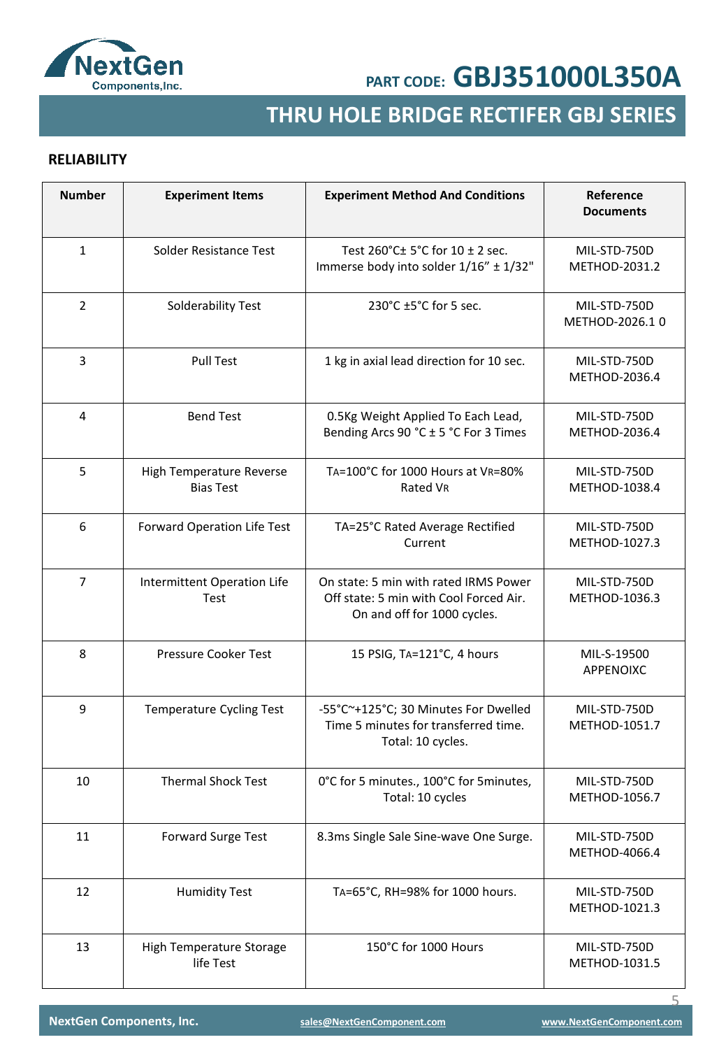## RELIABILITY

| Number | Experiment Items | Experiment Method And Conditions | Reference Documents |
|---|---|---|---|
| 1 | Solder Resistance Test | Test 260°C± 5°C for 10 ± 2 sec. Immerse body into solder 1/16” ± 1/32" | MIL-STD-750D METHOD-2031.2 |
| 2 | Solderability Test | 230°C ±5°C for 5 sec. | MIL-STD-750D METHOD-2026.1 0 |
| 3 | Pull Test | 1 kg in axial lead direction for 10 sec. | MIL-STD-750D METHOD-2036.4 |
| 4 | Bend Test | 0.5Kg Weight Applied To Each Lead, Bending Arcs 90 °C ± 5 °C For 3 Times | MIL-STD-750D METHOD-2036.4 |
| 5 | High Temperature Reverse Bias Test | $T_A$=100°C for 1000 Hours at $V_R$=80% Rated $V_R$ | MIL-STD-750D METHOD-1038.4 |
| 6 | Forward Operation Life Test | TA=25°C Rated Average Rectified Current | MIL-STD-750D METHOD-1027.3 |
| 7 | Intermittent Operation Life Test | On state: 5 min with rated IRMS Power Off state: 5 min with Cool Forced Air. On and off for 1000 cycles. | MIL-STD-750D METHOD-1036.3 |
| 8 | Pressure Cooker Test | 15 PSIG, $T_A$=121°C, 4 hours | MIL-S-19500 APPENOIXC |
| 9 | Temperature Cycling Test | -55°C~+125°C; 30 Minutes For Dwelled Time 5 minutes for transferred time. Total: 10 cycles. | MIL-STD-750D METHOD-1051.7 |
| 10 | Thermal Shock Test | 0°C for 5 minutes., 100°C for 5minutes, Total: 10 cycles | MIL-STD-750D METHOD-1056.7 |
| 11 | Forward Surge Test | 8.3ms Single Sale Sine-wave One Surge. | MIL-STD-750D METHOD-4066.4 |
| 12 | Humidity Test | $T_A$=65°C, RH=98% for 1000 hours. | MIL-STD-750D METHOD-1021.3 |
| 13 | High Temperature Storage life Test | 150°C for 1000 Hours | MIL-STD-750D METHOD-1031.5 |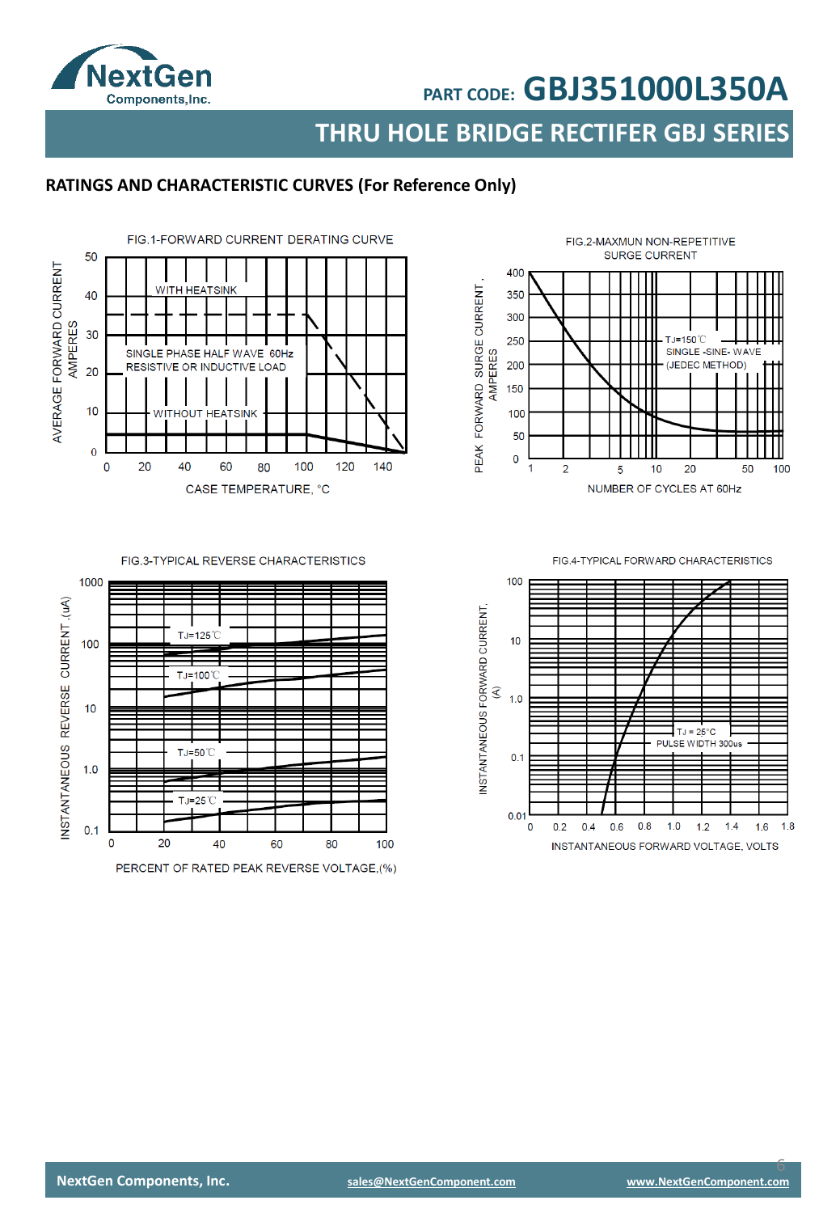## RATINGS AND CHARACTERISTIC CURVES (For Reference Only)

FIG.1-FORWARD CURRENT DERATING CURVE

AVERAGE FORWARD CURRENT AMPERES

WITH HEATSINK

SINGLE PHASE HALF WAVE 60Hz RESISTIVE OR INDUCTIVE LOAD

WITHOUT HEATSINK

CASE TEMPERATURE, °C

FIG.2-MAXMUN NON-REPETITIVE SURGE CURRENT

PEAK FORWARD SURGE CURRENT, AMPERES

TJ=150℃ SINGLE -SINE- WAVE (JEDEC METHOD)

NUMBER OF CYCLES AT 60Hz

FIG.3-TYPICAL REVERSE CHARACTERISTICS

INSTANTANEOUS REVERSE CURRENT ,(uA)

TJ=125℃

TJ=100℃

TJ=50℃

TJ=25℃

PERCENT OF RATED PEAK REVERSE VOLTAGE,(%)

FIG.4-TYPICAL FORWARD CHARACTERISTICS

INSTANTANEOUS FORWARD CURRENT, (A)

TJ = 25°C PULSE WIDTH 300us

INSTANTANEOUS FORWARD VOLTAGE, VOLTS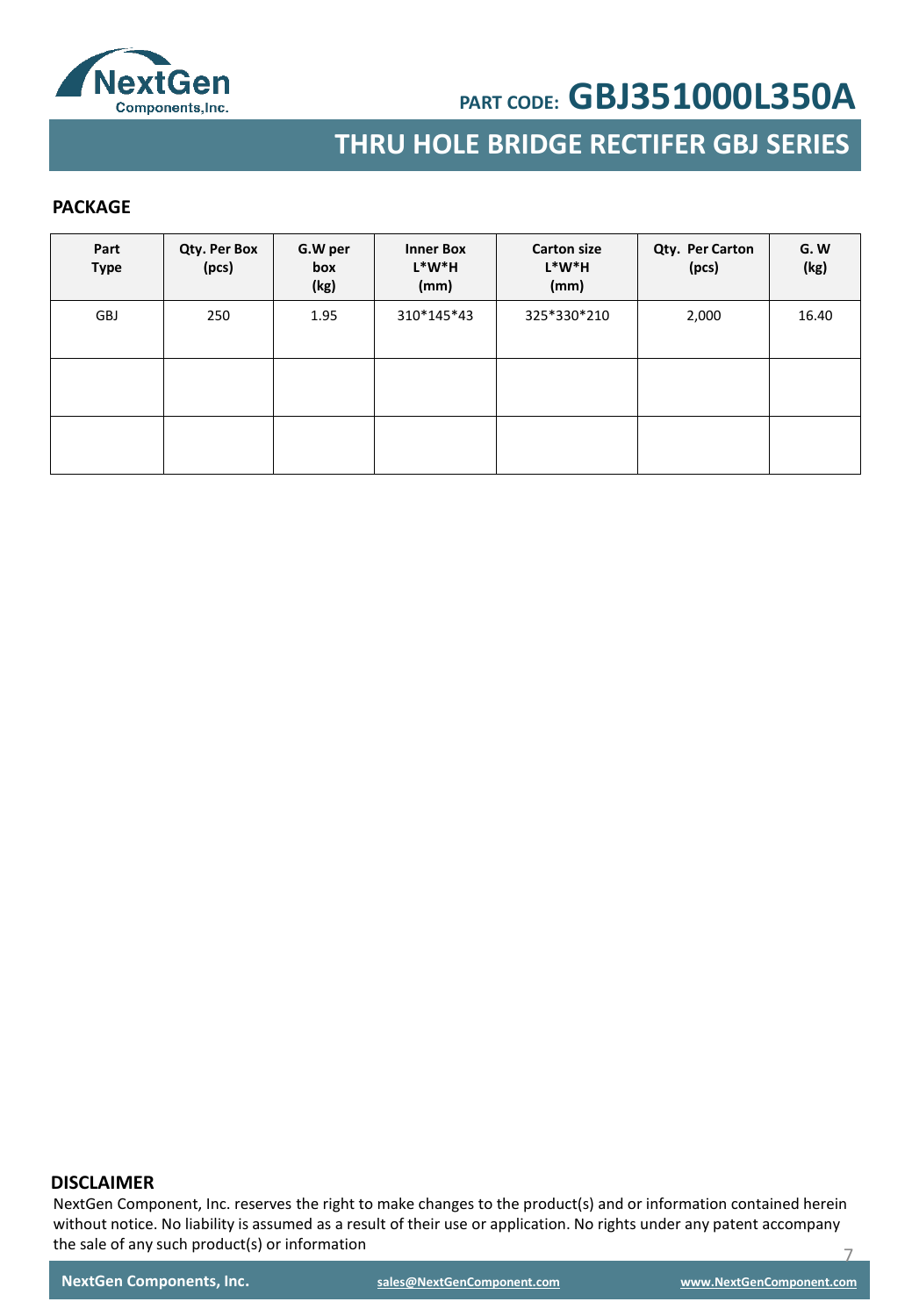## PACKAGE

| Part Type | Qty. Per Box (pcs) | G.W per box (kg) | Inner Box L*W*H (mm) | Carton size L*W*H (mm) | Qty. Per Carton (pcs) | G. W (kg) |
|---|---|---|---|---|---|---|
| GBJ | 250 | 1.95 | 310*145*43 | 325*330*210 | 2,000 | 16.40 |
| | | | | | | |
| | | | | | | |

## DISCLAIMER

NextGen Component, Inc. reserves the right to make changes to the product(s) and or information contained herein without notice. No liability is assumed as a result of their use or application. No rights under any patent accompany the sale of any such product(s) or information